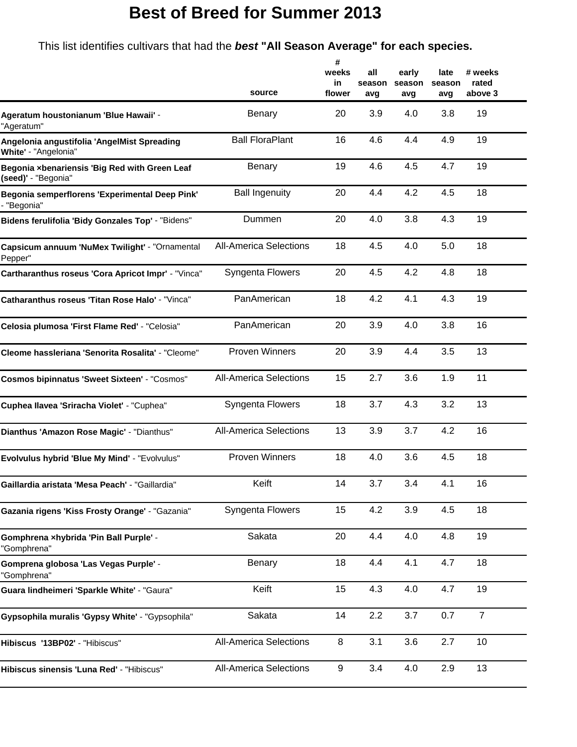# Best of Breed for Summer 2013

This list identifies cultivars that had the ***best*** **"All Season Average" for each species.**

| | source | # weeks in flower | all season avg | early season avg | late season avg | # weeks rated above 3 |
|---|---|---|---|---|---|---|
| **Ageratum houstonianum 'Blue Hawaii'** - "Ageratum" | Benary | 20 | 3.9 | 4.0 | 3.8 | 19 |
| **Angelonia angustifolia 'AngelMist Spreading White'** - "Angelonia" | Ball FloraPlant | 16 | 4.6 | 4.4 | 4.9 | 19 |
| **Begonia ×benariensis 'Big Red with Green Leaf (seed)'** - "Begonia" | Benary | 19 | 4.6 | 4.5 | 4.7 | 19 |
| **Begonia semperflorens 'Experimental Deep Pink'** - "Begonia" | Ball Ingenuity | 20 | 4.4 | 4.2 | 4.5 | 18 |
| **Bidens ferulifolia 'Bidy Gonzales Top'** - "Bidens" | Dummen | 20 | 4.0 | 3.8 | 4.3 | 19 |
| **Capsicum annuum 'NuMex Twilight'** - "Ornamental Pepper" | All-America Selections | 18 | 4.5 | 4.0 | 5.0 | 18 |
| **Cartharanthus roseus 'Cora Apricot Impr'** - "Vinca" | Syngenta Flowers | 20 | 4.5 | 4.2 | 4.8 | 18 |
| **Catharanthus roseus 'Titan Rose Halo'** - "Vinca" | PanAmerican | 18 | 4.2 | 4.1 | 4.3 | 19 |
| **Celosia plumosa 'First Flame Red'** - "Celosia" | PanAmerican | 20 | 3.9 | 4.0 | 3.8 | 16 |
| **Cleome hassleriana 'Senorita Rosalita'** - "Cleome" | Proven Winners | 20 | 3.9 | 4.4 | 3.5 | 13 |
| **Cosmos bipinnatus 'Sweet Sixteen'** - "Cosmos" | All-America Selections | 15 | 2.7 | 3.6 | 1.9 | 11 |
| **Cuphea llavea 'Sriracha Violet'** - "Cuphea" | Syngenta Flowers | 18 | 3.7 | 4.3 | 3.2 | 13 |
| **Dianthus 'Amazon Rose Magic'** - "Dianthus" | All-America Selections | 13 | 3.9 | 3.7 | 4.2 | 16 |
| **Evolvulus hybrid 'Blue My Mind'** - "Evolvulus" | Proven Winners | 18 | 4.0 | 3.6 | 4.5 | 18 |
| **Gaillardia aristata 'Mesa Peach'** - "Gaillardia" | Keift | 14 | 3.7 | 3.4 | 4.1 | 16 |
| **Gazania rigens 'Kiss Frosty Orange'** - "Gazania" | Syngenta Flowers | 15 | 4.2 | 3.9 | 4.5 | 18 |
| **Gomphrena ×hybrida 'Pin Ball Purple'** - "Gomphrena" | Sakata | 20 | 4.4 | 4.0 | 4.8 | 19 |
| **Gomprena globosa 'Las Vegas Purple'** - "Gomphrena" | Benary | 18 | 4.4 | 4.1 | 4.7 | 18 |
| **Guara lindheimeri 'Sparkle White'** - "Gaura" | Keift | 15 | 4.3 | 4.0 | 4.7 | 19 |
| **Gypsophila muralis 'Gypsy White'** - "Gypsophila" | Sakata | 14 | 2.2 | 3.7 | 0.7 | 7 |
| **Hibiscus '13BP02'** - "Hibiscus" | All-America Selections | 8 | 3.1 | 3.6 | 2.7 | 10 |
| **Hibiscus sinensis 'Luna Red'** - "Hibiscus" | All-America Selections | 9 | 3.4 | 4.0 | 2.9 | 13 |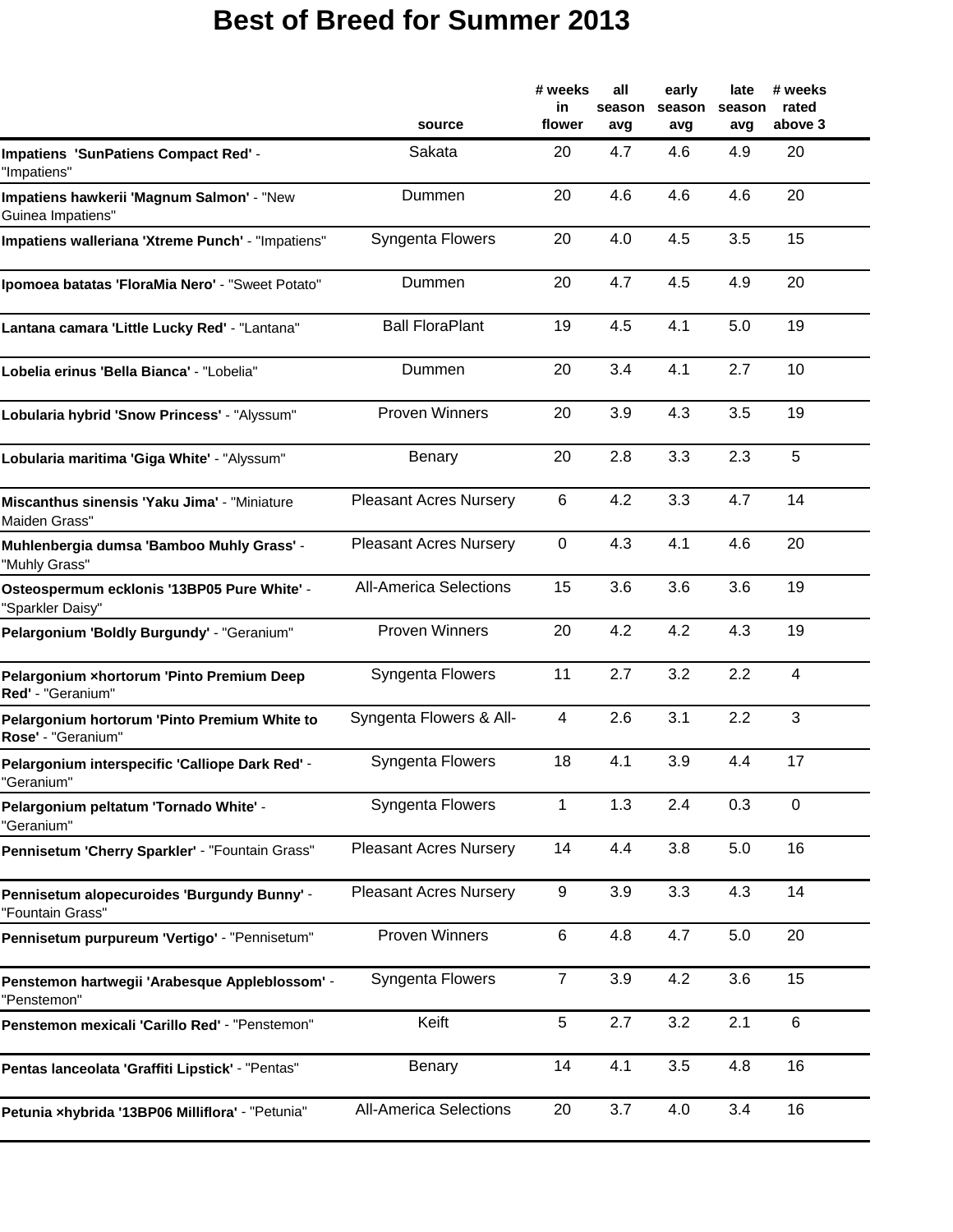# Best of Breed for Summer 2013

| | source | # weeks in flower | all season avg | early season avg | late season avg | # weeks rated above 3 |
|---|---|---|---|---|---|---|
| **Impatiens 'SunPatiens Compact Red'** - "Impatiens" | Sakata | 20 | 4.7 | 4.6 | 4.9 | 20 |
| **Impatiens hawkerii 'Magnum Salmon'** - "New Guinea Impatiens" | Dummen | 20 | 4.6 | 4.6 | 4.6 | 20 |
| **Impatiens walleriana 'Xtreme Punch'** - "Impatiens" | Syngenta Flowers | 20 | 4.0 | 4.5 | 3.5 | 15 |
| **Ipomoea batatas 'FloraMia Nero'** - "Sweet Potato" | Dummen | 20 | 4.7 | 4.5 | 4.9 | 20 |
| **Lantana camara 'Little Lucky Red'** - "Lantana" | Ball FloraPlant | 19 | 4.5 | 4.1 | 5.0 | 19 |
| **Lobelia erinus 'Bella Bianca'** - "Lobelia" | Dummen | 20 | 3.4 | 4.1 | 2.7 | 10 |
| **Lobularia hybrid 'Snow Princess'** - "Alyssum" | Proven Winners | 20 | 3.9 | 4.3 | 3.5 | 19 |
| **Lobularia maritima 'Giga White'** - "Alyssum" | Benary | 20 | 2.8 | 3.3 | 2.3 | 5 |
| **Miscanthus sinensis 'Yaku Jima'** - "Miniature Maiden Grass" | Pleasant Acres Nursery | 6 | 4.2 | 3.3 | 4.7 | 14 |
| **Muhlenbergia dumsa 'Bamboo Muhly Grass'** - "Muhly Grass" | Pleasant Acres Nursery | 0 | 4.3 | 4.1 | 4.6 | 20 |
| **Osteospermum ecklonis '13BP05 Pure White'** - "Sparkler Daisy" | All-America Selections | 15 | 3.6 | 3.6 | 3.6 | 19 |
| **Pelargonium 'Boldly Burgundy'** - "Geranium" | Proven Winners | 20 | 4.2 | 4.2 | 4.3 | 19 |
| **Pelargonium ×hortorum 'Pinto Premium Deep Red'** - "Geranium" | Syngenta Flowers | 11 | 2.7 | 3.2 | 2.2 | 4 |
| **Pelargonium hortorum 'Pinto Premium White to Rose'** - "Geranium" | Syngenta Flowers & All- | 4 | 2.6 | 3.1 | 2.2 | 3 |
| **Pelargonium interspecific 'Calliope Dark Red'** - "Geranium" | Syngenta Flowers | 18 | 4.1 | 3.9 | 4.4 | 17 |
| **Pelargonium peltatum 'Tornado White'** - "Geranium" | Syngenta Flowers | 1 | 1.3 | 2.4 | 0.3 | 0 |
| **Pennisetum 'Cherry Sparkler'** - "Fountain Grass" | Pleasant Acres Nursery | 14 | 4.4 | 3.8 | 5.0 | 16 |
| **Pennisetum alopecuroides 'Burgundy Bunny'** - "Fountain Grass" | Pleasant Acres Nursery | 9 | 3.9 | 3.3 | 4.3 | 14 |
| **Pennisetum purpureum 'Vertigo'** - "Pennisetum" | Proven Winners | 6 | 4.8 | 4.7 | 5.0 | 20 |
| **Penstemon hartwegii 'Arabesque Appleblossom'** - "Penstemon" | Syngenta Flowers | 7 | 3.9 | 4.2 | 3.6 | 15 |
| **Penstemon mexicali 'Carillo Red'** - "Penstemon" | Keift | 5 | 2.7 | 3.2 | 2.1 | 6 |
| **Pentas lanceolata 'Graffiti Lipstick'** - "Pentas" | Benary | 14 | 4.1 | 3.5 | 4.8 | 16 |
| **Petunia ×hybrida '13BP06 Milliflora'** - "Petunia" | All-America Selections | 20 | 3.7 | 4.0 | 3.4 | 16 |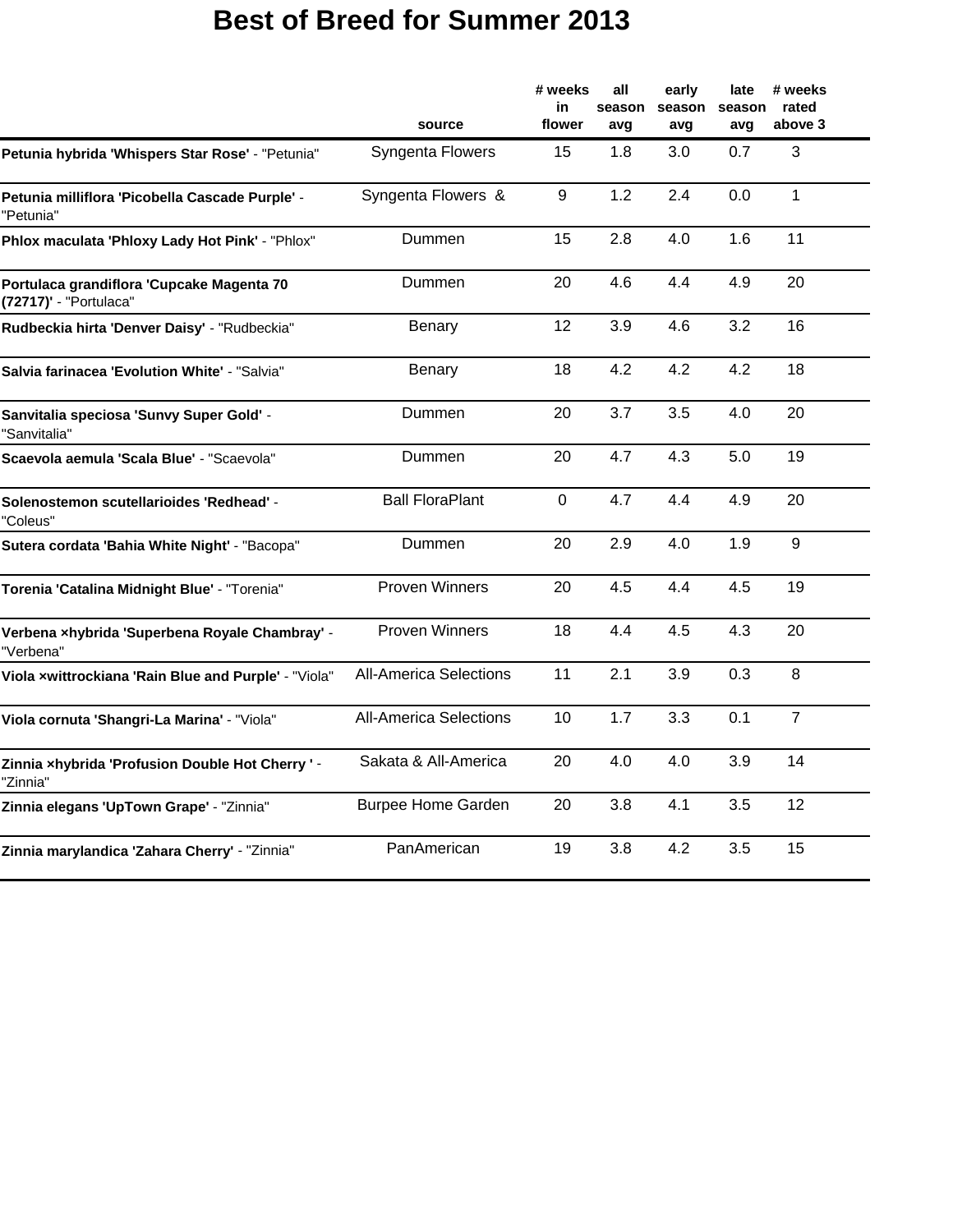# Best of Breed for Summer 2013

| | source | # weeks in flower | all season avg | early season avg | late season avg | # weeks rated above 3 |
|---|---|---|---|---|---|---|
| **Petunia hybrida 'Whispers Star Rose'** - "Petunia" | Syngenta Flowers | 15 | 1.8 | 3.0 | 0.7 | 3 |
| **Petunia milliflora 'Picobella Cascade Purple'** - "Petunia" | Syngenta Flowers & | 9 | 1.2 | 2.4 | 0.0 | 1 |
| **Phlox maculata 'Phloxy Lady Hot Pink'** - "Phlox" | Dummen | 15 | 2.8 | 4.0 | 1.6 | 11 |
| **Portulaca grandiflora 'Cupcake Magenta 70 (72717)'** - "Portulaca" | Dummen | 20 | 4.6 | 4.4 | 4.9 | 20 |
| **Rudbeckia hirta 'Denver Daisy'** - "Rudbeckia" | Benary | 12 | 3.9 | 4.6 | 3.2 | 16 |
| **Salvia farinacea 'Evolution White'** - "Salvia" | Benary | 18 | 4.2 | 4.2 | 4.2 | 18 |
| **Sanvitalia speciosa 'Sunvy Super Gold'** - "Sanvitalia" | Dummen | 20 | 3.7 | 3.5 | 4.0 | 20 |
| **Scaevola aemula 'Scala Blue'** - "Scaevola" | Dummen | 20 | 4.7 | 4.3 | 5.0 | 19 |
| **Solenostemon scutellarioides 'Redhead'** - "Coleus" | Ball FloraPlant | 0 | 4.7 | 4.4 | 4.9 | 20 |
| **Sutera cordata 'Bahia White Night'** - "Bacopa" | Dummen | 20 | 2.9 | 4.0 | 1.9 | 9 |
| **Torenia 'Catalina Midnight Blue'** - "Torenia" | Proven Winners | 20 | 4.5 | 4.4 | 4.5 | 19 |
| **Verbena ×hybrida 'Superbena Royale Chambray'** - "Verbena" | Proven Winners | 18 | 4.4 | 4.5 | 4.3 | 20 |
| **Viola ×wittrockiana 'Rain Blue and Purple'** - "Viola" | All-America Selections | 11 | 2.1 | 3.9 | 0.3 | 8 |
| **Viola cornuta 'Shangri-La Marina'** - "Viola" | All-America Selections | 10 | 1.7 | 3.3 | 0.1 | 7 |
| **Zinnia ×hybrida 'Profusion Double Hot Cherry '** - "Zinnia" | Sakata & All-America | 20 | 4.0 | 4.0 | 3.9 | 14 |
| **Zinnia elegans 'UpTown Grape'** - "Zinnia" | Burpee Home Garden | 20 | 3.8 | 4.1 | 3.5 | 12 |
| **Zinnia marylandica 'Zahara Cherry'** - "Zinnia" | PanAmerican | 19 | 3.8 | 4.2 | 3.5 | 15 |